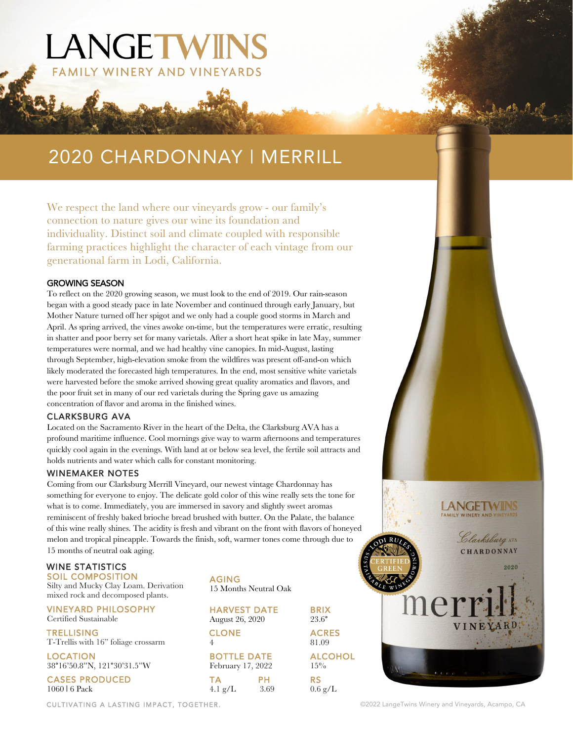# LANGETWINS

FAMILY WINERY AND VINEYARDS

## 2020 CHARDONNAY | MERRILL

We respect the land where our vineyards grow - our family's connection to nature gives our wine its foundation and individuality. Distinct soil and climate coupled with responsible farming practices highlight the character of each vintage from our generational farm in Lodi, California.

### GROWING SEASON

To reflect on the 2020 growing season, we must look to the end of 2019. Our rain-season began with a good steady pace in late November and continued through early January, but Mother Nature turned off her spigot and we only had a couple good storms in March and April. As spring arrived, the vines awoke on-time, but the temperatures were erratic, resulting in shatter and poor berry set for many varietals. After a short heat spike in late May, summer temperatures were normal, and we had healthy vine canopies. In mid-August, lasting through September, high-elevation smoke from the wildfires was present off-and-on which likely moderated the forecasted high temperatures. In the end, most sensitive white varietals were harvested before the smoke arrived showing great quality aromatics and flavors, and the poor fruit set in many of our red varietals during the Spring gave us amazing concentration of flavor and aroma in the finished wines.

### CLARKSBURG AVA

Located on the Sacramento River in the heart of the Delta, the Clarksburg AVA has a profound maritime influence. Cool mornings give way to warm afternoons and temperatures quickly cool again in the evenings. With land at or below sea level, the fertile soil attracts and holds nutrients and water which calls for constant monitoring.

### WINEMAKER NOTES

Coming from our Clarksburg Merrill Vineyard, our newest vintage Chardonnay has something for everyone to enjoy. The delicate gold color of this wine really sets the tone for what is to come. Immediately, you are immersed in savory and slightly sweet aromas reminiscent of freshly baked brioche bread brushed with butter. On the Palate, the balance of this wine really shines. The acidity is fresh and vibrant on the front with flavors of honeyed melon and tropical pineapple. Towards the finish, soft, warmer tones come through due to 15 months of neutral oak aging.

### WINE STATISTICS

**SOIL COMPOSITION**
Silty and Mucky Clay Loam. Derivation mixed rock and decomposed plants.

**VINEYARD PHILOSOPHY**
Certified Sustainable

**TRELLISING**
T-Trellis with 16" foliage crossarm

**LOCATION**
38°16'50.8"N, 121°30'31.5"W

**CASES PRODUCED**
1060 | 6 Pack

**AGING**
15 Months Neutral Oak

**HARVEST DATE**
August 26, 2020

**CLONE**
4

**BOTTLE DATE**
February 17, 2022

**TA**
4.1 g/L

**PH**
3.69

**BRIX**
23.6°

**ACRES**
81.09

**ALCOHOL**
15%

**RS**
0.6 g/L

LANGETWINS FAMILY WINERY AND VINEYARDS — Clarksburg AVA — CHARDONNAY — 2020 — merrill VINEYARD

LODI RULES SUSTAINABLE WINEGROWING — CERTIFIED GREEN

CULTIVATING A LASTING IMPACT, TOGETHER.

©2022 LangeTwins Winery and Vineyards, Acampo, CA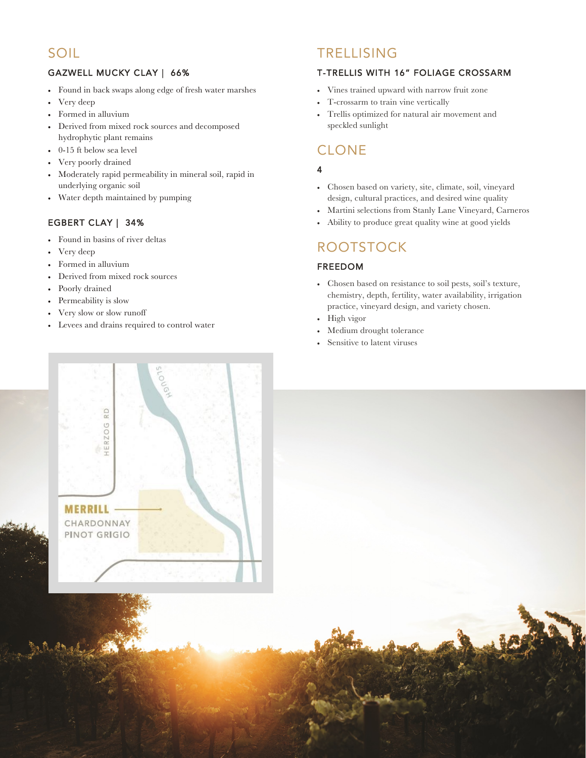## SOIL

### GAZWELL MUCKY CLAY | 66%

- Found in back swaps along edge of fresh water marshes
- Very deep
- Formed in alluvium
- Derived from mixed rock sources and decomposed hydrophytic plant remains
- 0-15 ft below sea level
- Very poorly drained
- Moderately rapid permeability in mineral soil, rapid in underlying organic soil
- Water depth maintained by pumping

### EGBERT CLAY | 34%

- Found in basins of river deltas
- Very deep
- Formed in alluvium
- Derived from mixed rock sources
- Poorly drained
- Permeability is slow
- Very slow or slow runoff
- Levees and drains required to control water

SLOUGH

HERZOG RD

MERRILL

CHARDONNAY

PINOT GRIGIO

## TRELLISING

### T-TRELLIS WITH 16" FOLIAGE CROSSARM

- Vines trained upward with narrow fruit zone
- T-crossarm to train vine vertically
- Trellis optimized for natural air movement and speckled sunlight

## CLONE

### 4

- Chosen based on variety, site, climate, soil, vineyard design, cultural practices, and desired wine quality
- Martini selections from Stanly Lane Vineyard, Carneros
- Ability to produce great quality wine at good yields

## ROOTSTOCK

### FREEDOM

- Chosen based on resistance to soil pests, soil's texture, chemistry, depth, fertility, water availability, irrigation practice, vineyard design, and variety chosen.
- High vigor
- Medium drought tolerance
- Sensitive to latent viruses